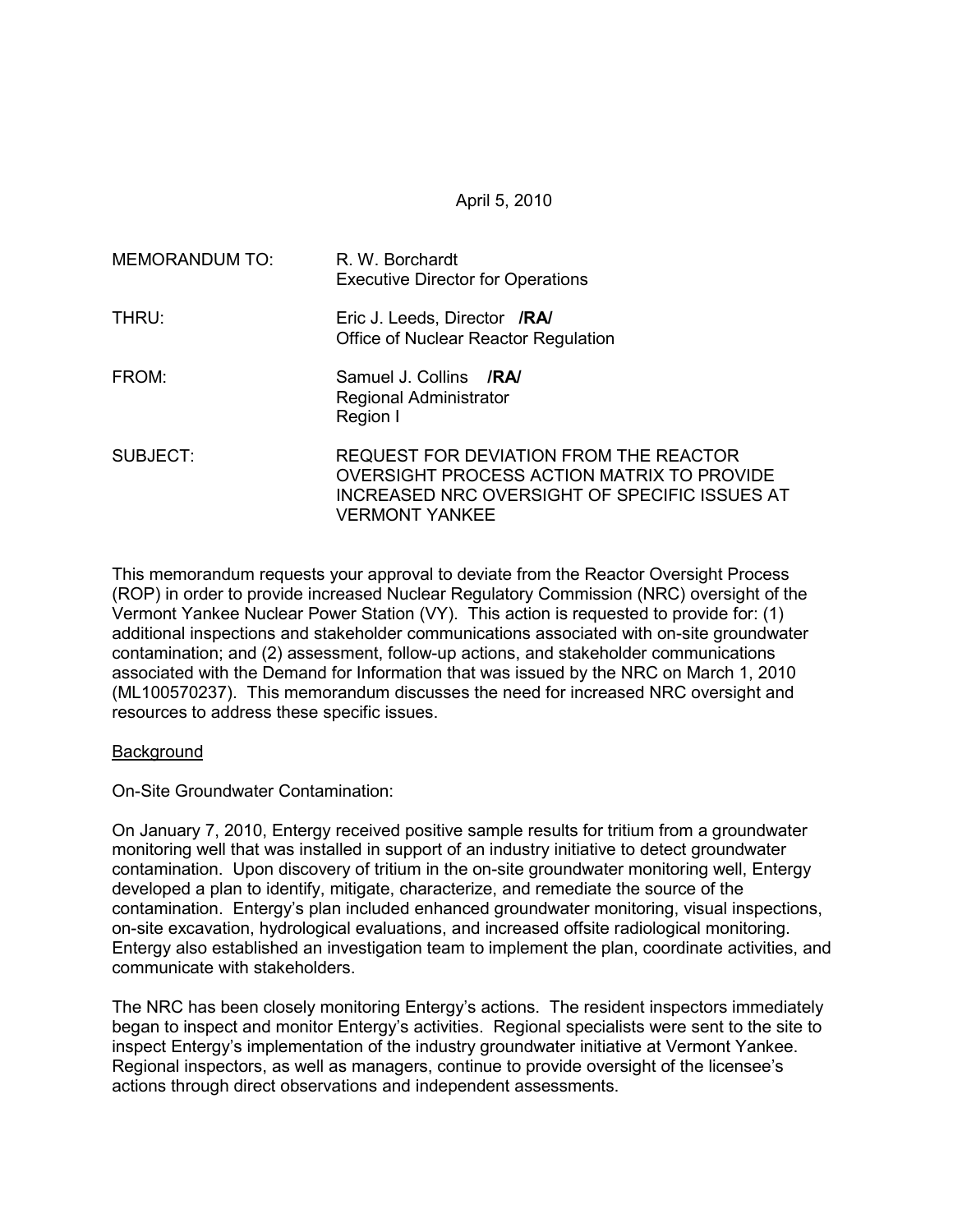April 5, 2010

| | |
|---|---|
| MEMORANDUM TO: | R. W. Borchardt<br>Executive Director for Operations |
| THRU: | Eric J. Leeds, Director **/RA/**<br>Office of Nuclear Reactor Regulation |
| FROM: | Samuel J. Collins **/RA/**<br>Regional Administrator<br>Region I |
| SUBJECT: | REQUEST FOR DEVIATION FROM THE REACTOR OVERSIGHT PROCESS ACTION MATRIX TO PROVIDE INCREASED NRC OVERSIGHT OF SPECIFIC ISSUES AT VERMONT YANKEE |

This memorandum requests your approval to deviate from the Reactor Oversight Process (ROP) in order to provide increased Nuclear Regulatory Commission (NRC) oversight of the Vermont Yankee Nuclear Power Station (VY). This action is requested to provide for: (1) additional inspections and stakeholder communications associated with on-site groundwater contamination; and (2) assessment, follow-up actions, and stakeholder communications associated with the Demand for Information that was issued by the NRC on March 1, 2010 (ML100570237). This memorandum discusses the need for increased NRC oversight and resources to address these specific issues.

<u>Background</u>

On-Site Groundwater Contamination:

On January 7, 2010, Entergy received positive sample results for tritium from a groundwater monitoring well that was installed in support of an industry initiative to detect groundwater contamination. Upon discovery of tritium in the on-site groundwater monitoring well, Entergy developed a plan to identify, mitigate, characterize, and remediate the source of the contamination. Entergy's plan included enhanced groundwater monitoring, visual inspections, on-site excavation, hydrological evaluations, and increased offsite radiological monitoring. Entergy also established an investigation team to implement the plan, coordinate activities, and communicate with stakeholders.

The NRC has been closely monitoring Entergy's actions. The resident inspectors immediately began to inspect and monitor Entergy's activities. Regional specialists were sent to the site to inspect Entergy's implementation of the industry groundwater initiative at Vermont Yankee. Regional inspectors, as well as managers, continue to provide oversight of the licensee's actions through direct observations and independent assessments.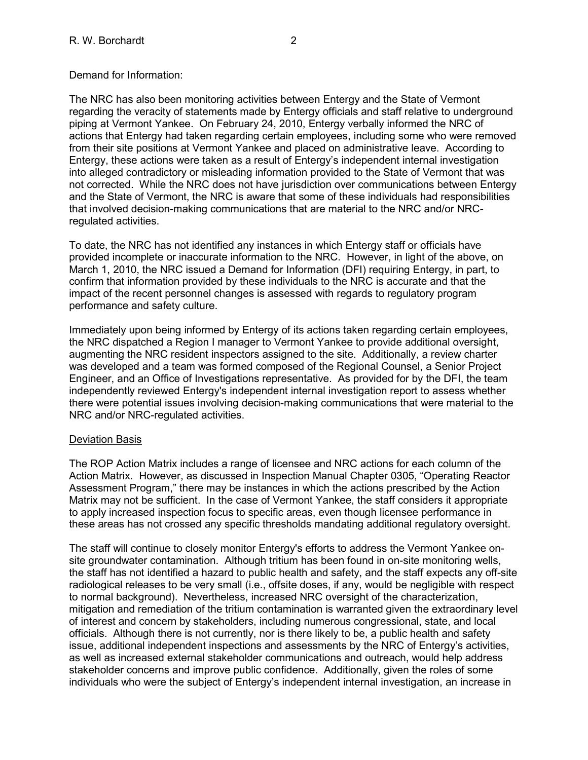Demand for Information:

The NRC has also been monitoring activities between Entergy and the State of Vermont regarding the veracity of statements made by Entergy officials and staff relative to underground piping at Vermont Yankee. On February 24, 2010, Entergy verbally informed the NRC of actions that Entergy had taken regarding certain employees, including some who were removed from their site positions at Vermont Yankee and placed on administrative leave. According to Entergy, these actions were taken as a result of Entergy's independent internal investigation into alleged contradictory or misleading information provided to the State of Vermont that was not corrected. While the NRC does not have jurisdiction over communications between Entergy and the State of Vermont, the NRC is aware that some of these individuals had responsibilities that involved decision-making communications that are material to the NRC and/or NRC-regulated activities.

To date, the NRC has not identified any instances in which Entergy staff or officials have provided incomplete or inaccurate information to the NRC. However, in light of the above, on March 1, 2010, the NRC issued a Demand for Information (DFI) requiring Entergy, in part, to confirm that information provided by these individuals to the NRC is accurate and that the impact of the recent personnel changes is assessed with regards to regulatory program performance and safety culture.

Immediately upon being informed by Entergy of its actions taken regarding certain employees, the NRC dispatched a Region I manager to Vermont Yankee to provide additional oversight, augmenting the NRC resident inspectors assigned to the site. Additionally, a review charter was developed and a team was formed composed of the Regional Counsel, a Senior Project Engineer, and an Office of Investigations representative. As provided for by the DFI, the team independently reviewed Entergy's independent internal investigation report to assess whether there were potential issues involving decision-making communications that were material to the NRC and/or NRC-regulated activities.

Deviation Basis

The ROP Action Matrix includes a range of licensee and NRC actions for each column of the Action Matrix. However, as discussed in Inspection Manual Chapter 0305, "Operating Reactor Assessment Program," there may be instances in which the actions prescribed by the Action Matrix may not be sufficient. In the case of Vermont Yankee, the staff considers it appropriate to apply increased inspection focus to specific areas, even though licensee performance in these areas has not crossed any specific thresholds mandating additional regulatory oversight.

The staff will continue to closely monitor Entergy's efforts to address the Vermont Yankee on-site groundwater contamination. Although tritium has been found in on-site monitoring wells, the staff has not identified a hazard to public health and safety, and the staff expects any off-site radiological releases to be very small (i.e., offsite doses, if any, would be negligible with respect to normal background). Nevertheless, increased NRC oversight of the characterization, mitigation and remediation of the tritium contamination is warranted given the extraordinary level of interest and concern by stakeholders, including numerous congressional, state, and local officials. Although there is not currently, nor is there likely to be, a public health and safety issue, additional independent inspections and assessments by the NRC of Entergy's activities, as well as increased external stakeholder communications and outreach, would help address stakeholder concerns and improve public confidence. Additionally, given the roles of some individuals who were the subject of Entergy's independent internal investigation, an increase in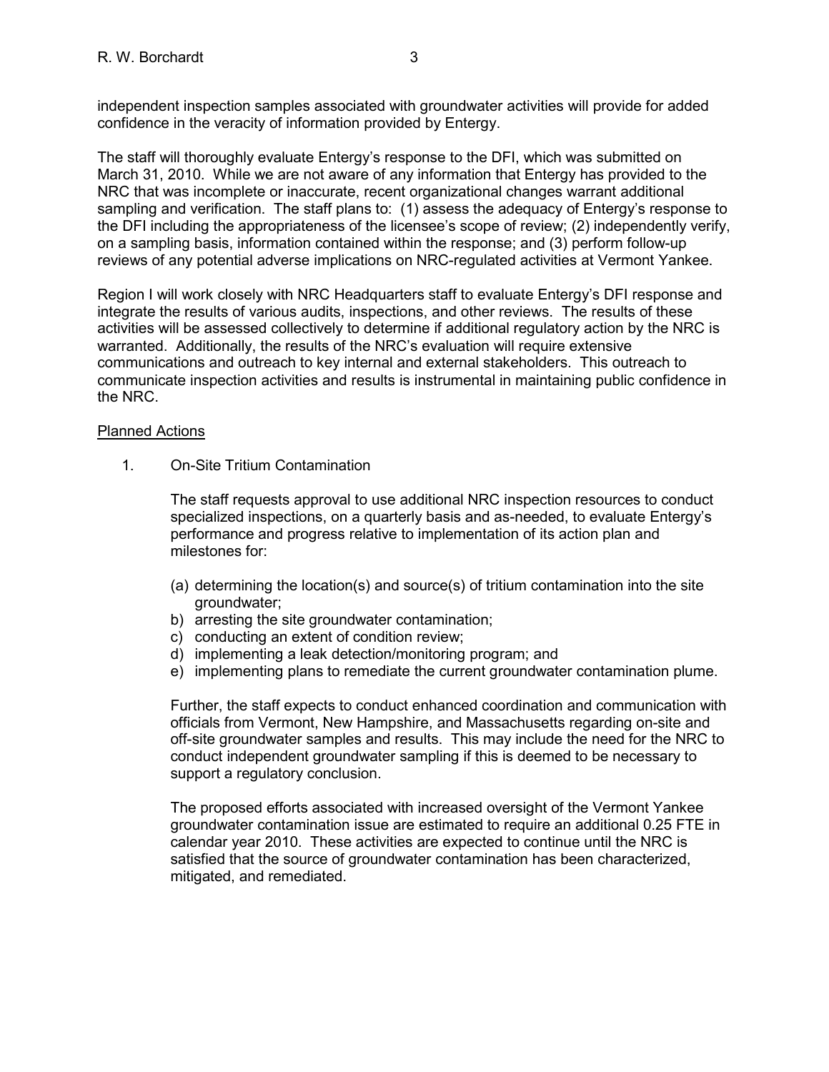independent inspection samples associated with groundwater activities will provide for added confidence in the veracity of information provided by Entergy.

The staff will thoroughly evaluate Entergy's response to the DFI, which was submitted on March 31, 2010. While we are not aware of any information that Entergy has provided to the NRC that was incomplete or inaccurate, recent organizational changes warrant additional sampling and verification. The staff plans to: (1) assess the adequacy of Entergy's response to the DFI including the appropriateness of the licensee's scope of review; (2) independently verify, on a sampling basis, information contained within the response; and (3) perform follow-up reviews of any potential adverse implications on NRC-regulated activities at Vermont Yankee.

Region I will work closely with NRC Headquarters staff to evaluate Entergy's DFI response and integrate the results of various audits, inspections, and other reviews. The results of these activities will be assessed collectively to determine if additional regulatory action by the NRC is warranted. Additionally, the results of the NRC's evaluation will require extensive communications and outreach to key internal and external stakeholders. This outreach to communicate inspection activities and results is instrumental in maintaining public confidence in the NRC.

<u>Planned Actions</u>

1. On-Site Tritium Contamination

   The staff requests approval to use additional NRC inspection resources to conduct specialized inspections, on a quarterly basis and as-needed, to evaluate Entergy's performance and progress relative to implementation of its action plan and milestones for:

   (a) determining the location(s) and source(s) of tritium contamination into the site groundwater;
   b) arresting the site groundwater contamination;
   c) conducting an extent of condition review;
   d) implementing a leak detection/monitoring program; and
   e) implementing plans to remediate the current groundwater contamination plume.

   Further, the staff expects to conduct enhanced coordination and communication with officials from Vermont, New Hampshire, and Massachusetts regarding on-site and off-site groundwater samples and results. This may include the need for the NRC to conduct independent groundwater sampling if this is deemed to be necessary to support a regulatory conclusion.

   The proposed efforts associated with increased oversight of the Vermont Yankee groundwater contamination issue are estimated to require an additional 0.25 FTE in calendar year 2010. These activities are expected to continue until the NRC is satisfied that the source of groundwater contamination has been characterized, mitigated, and remediated.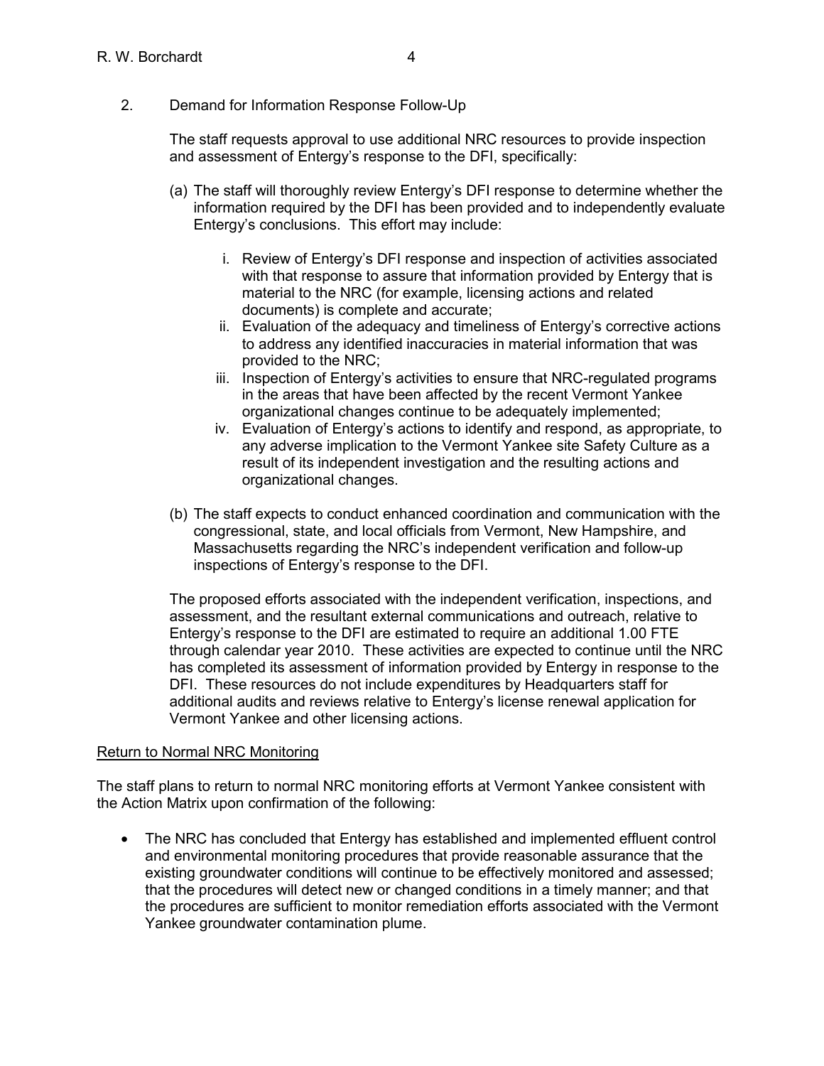2. Demand for Information Response Follow-Up

   The staff requests approval to use additional NRC resources to provide inspection and assessment of Entergy's response to the DFI, specifically:

   (a) The staff will thoroughly review Entergy's DFI response to determine whether the information required by the DFI has been provided and to independently evaluate Entergy's conclusions. This effort may include:

      i. Review of Entergy's DFI response and inspection of activities associated with that response to assure that information provided by Entergy that is material to the NRC (for example, licensing actions and related documents) is complete and accurate;
      ii. Evaluation of the adequacy and timeliness of Entergy's corrective actions to address any identified inaccuracies in material information that was provided to the NRC;
      iii. Inspection of Entergy's activities to ensure that NRC-regulated programs in the areas that have been affected by the recent Vermont Yankee organizational changes continue to be adequately implemented;
      iv. Evaluation of Entergy's actions to identify and respond, as appropriate, to any adverse implication to the Vermont Yankee site Safety Culture as a result of its independent investigation and the resulting actions and organizational changes.

   (b) The staff expects to conduct enhanced coordination and communication with the congressional, state, and local officials from Vermont, New Hampshire, and Massachusetts regarding the NRC's independent verification and follow-up inspections of Entergy's response to the DFI.

   The proposed efforts associated with the independent verification, inspections, and assessment, and the resultant external communications and outreach, relative to Entergy's response to the DFI are estimated to require an additional 1.00 FTE through calendar year 2010. These activities are expected to continue until the NRC has completed its assessment of information provided by Entergy in response to the DFI. These resources do not include expenditures by Headquarters staff for additional audits and reviews relative to Entergy's license renewal application for Vermont Yankee and other licensing actions.

<u>Return to Normal NRC Monitoring</u>

The staff plans to return to normal NRC monitoring efforts at Vermont Yankee consistent with the Action Matrix upon confirmation of the following:

- The NRC has concluded that Entergy has established and implemented effluent control and environmental monitoring procedures that provide reasonable assurance that the existing groundwater conditions will continue to be effectively monitored and assessed; that the procedures will detect new or changed conditions in a timely manner; and that the procedures are sufficient to monitor remediation efforts associated with the Vermont Yankee groundwater contamination plume.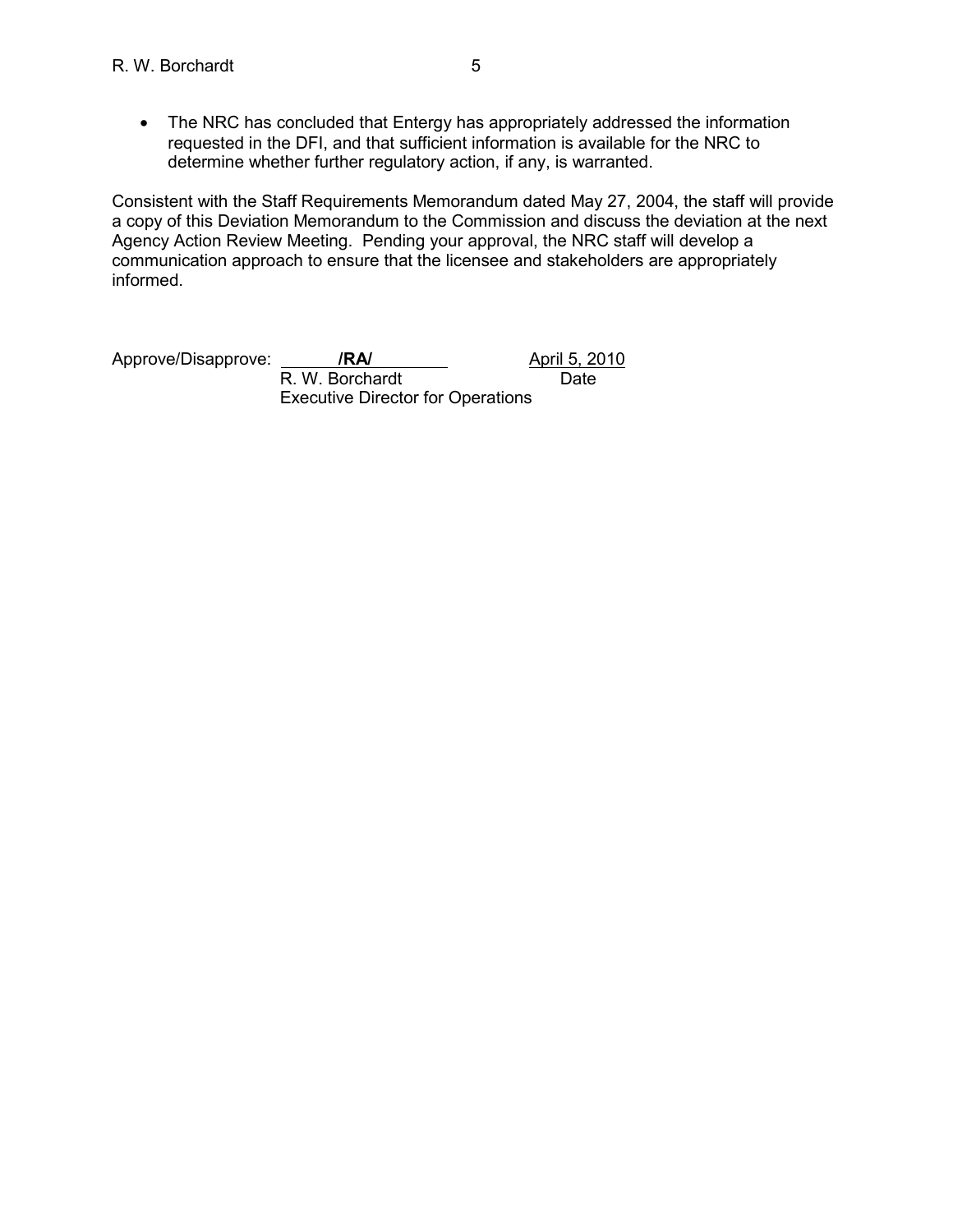- The NRC has concluded that Entergy has appropriately addressed the information requested in the DFI, and that sufficient information is available for the NRC to determine whether further regulatory action, if any, is warranted.

Consistent with the Staff Requirements Memorandum dated May 27, 2004, the staff will provide a copy of this Deviation Memorandum to the Commission and discuss the deviation at the next Agency Action Review Meeting. Pending your approval, the NRC staff will develop a communication approach to ensure that the licensee and stakeholders are appropriately informed.

Approve/Disapprove: **/RA/** April 5, 2010

R. W. Borchardt Date

Executive Director for Operations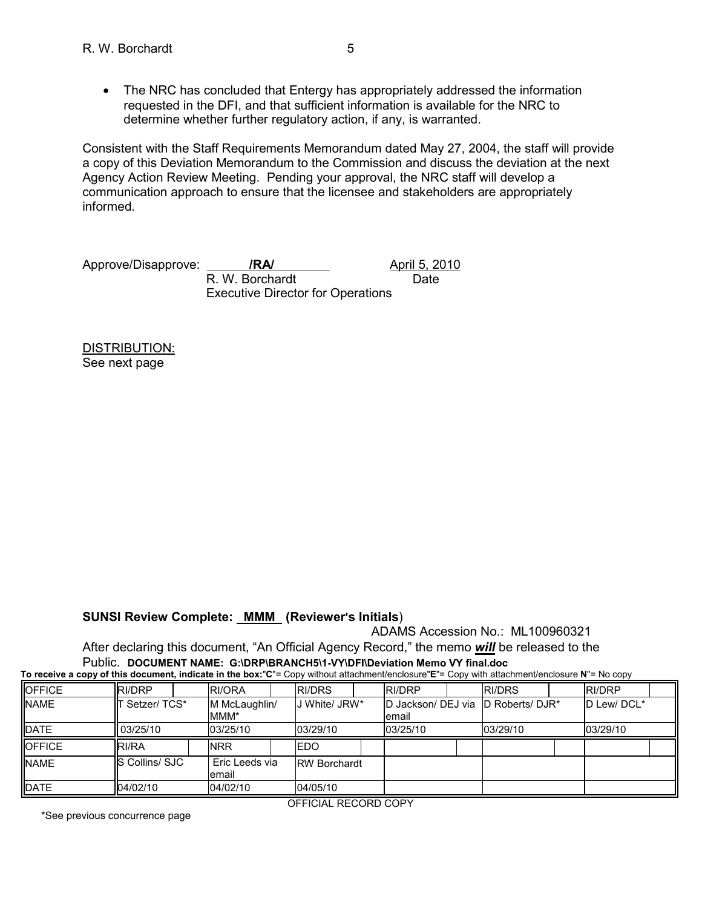- The NRC has concluded that Entergy has appropriately addressed the information requested in the DFI, and that sufficient information is available for the NRC to determine whether further regulatory action, if any, is warranted.

Consistent with the Staff Requirements Memorandum dated May 27, 2004, the staff will provide a copy of this Deviation Memorandum to the Commission and discuss the deviation at the next Agency Action Review Meeting. Pending your approval, the NRC staff will develop a communication approach to ensure that the licensee and stakeholders are appropriately informed.

Approve/Disapprove: **/RA/** April 5, 2010
R. W. Borchardt Date
Executive Director for Operations

DISTRIBUTION:
See next page

**SUNSI Review Complete: MMM (Reviewer's Initials**)

ADAMS Accession No.: ML100960321

After declaring this document, "An Official Agency Record," the memo ***will*** be released to the Public. **DOCUMENT NAME: G:\DRP\BRANCH5\1-VY\DFI\Deviation Memo VY final.doc**

**To receive a copy of this document, indicate in the box:"C"= Copy without attachment/enclosure"E"= Copy with attachment/enclosure N"= No copy**

| OFFICE | RI/DRP | RI/ORA | RI/DRS | RI/DRP | RI/DRS | RI/DRP |
|---|---|---|---|---|---|---|
| NAME | T Setzer/ TCS* | M McLaughlin/ MMM* | J White/ JRW* | D Jackson/ DEJ via email | D Roberts/ DJR* | D Lew/ DCL* |
| DATE | 03/25/10 | 03/25/10 | 03/29/10 | 03/25/10 | 03/29/10 | 03/29/10 |
| OFFICE | RI/RA | NRR | EDO | | | |
| NAME | S Collins/ SJC | Eric Leeds via email | RW Borchardt | | | |
| DATE | 04/02/10 | 04/02/10 | 04/05/10 | | | |

OFFICIAL RECORD COPY

*See previous concurrence page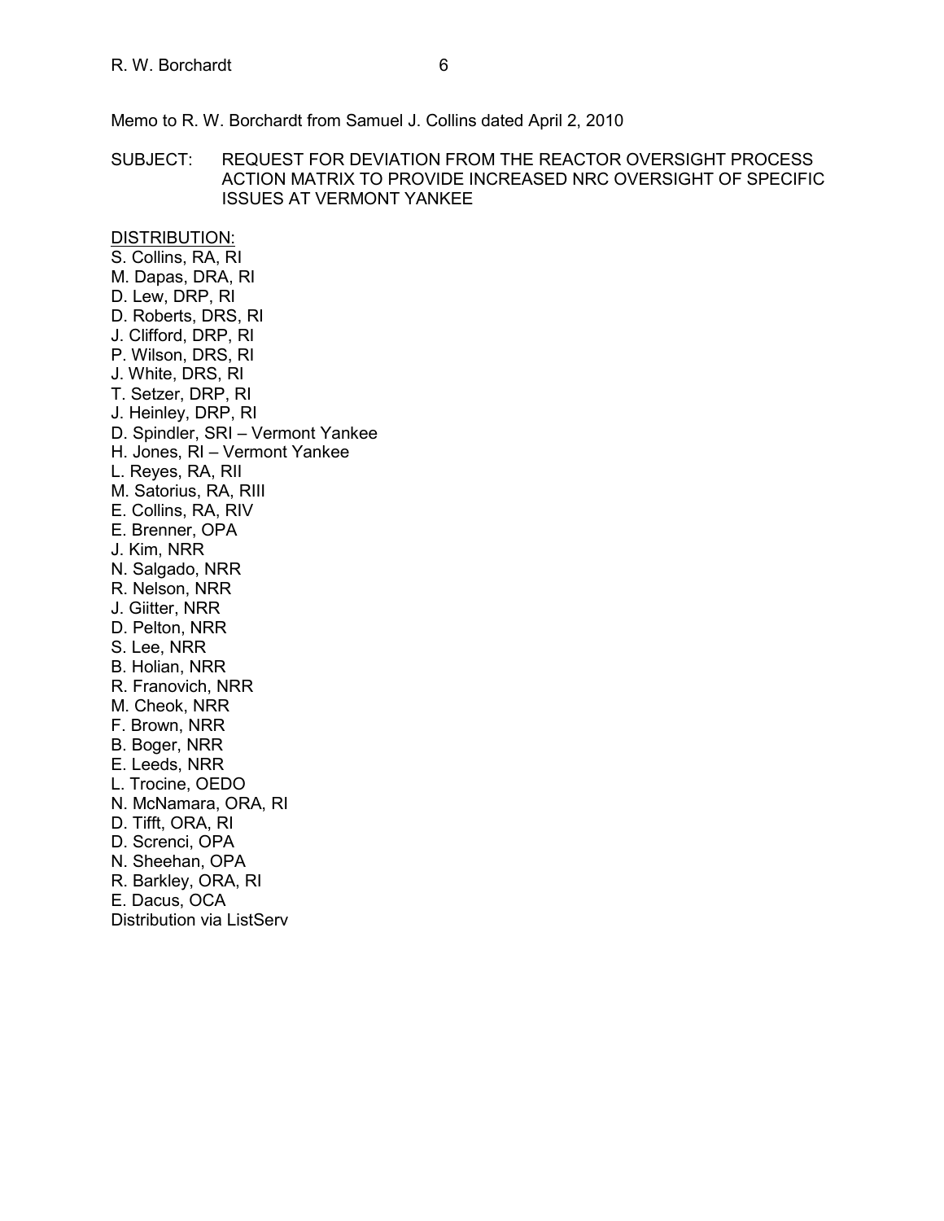Memo to R. W. Borchardt from Samuel J. Collins dated April 2, 2010

SUBJECT: REQUEST FOR DEVIATION FROM THE REACTOR OVERSIGHT PROCESS ACTION MATRIX TO PROVIDE INCREASED NRC OVERSIGHT OF SPECIFIC ISSUES AT VERMONT YANKEE

DISTRIBUTION:

S. Collins, RA, RI
M. Dapas, DRA, RI
D. Lew, DRP, RI
D. Roberts, DRS, RI
J. Clifford, DRP, RI
P. Wilson, DRS, RI
J. White, DRS, RI
T. Setzer, DRP, RI
J. Heinley, DRP, RI
D. Spindler, SRI – Vermont Yankee
H. Jones, RI – Vermont Yankee
L. Reyes, RA, RII
M. Satorius, RA, RIII
E. Collins, RA, RIV
E. Brenner, OPA
J. Kim, NRR
N. Salgado, NRR
R. Nelson, NRR
J. Giitter, NRR
D. Pelton, NRR
S. Lee, NRR
B. Holian, NRR
R. Franovich, NRR
M. Cheok, NRR
F. Brown, NRR
B. Boger, NRR
E. Leeds, NRR
L. Trocine, OEDO
N. McNamara, ORA, RI
D. Tifft, ORA, RI
D. Screnci, OPA
N. Sheehan, OPA
R. Barkley, ORA, RI
E. Dacus, OCA
Distribution via ListServ